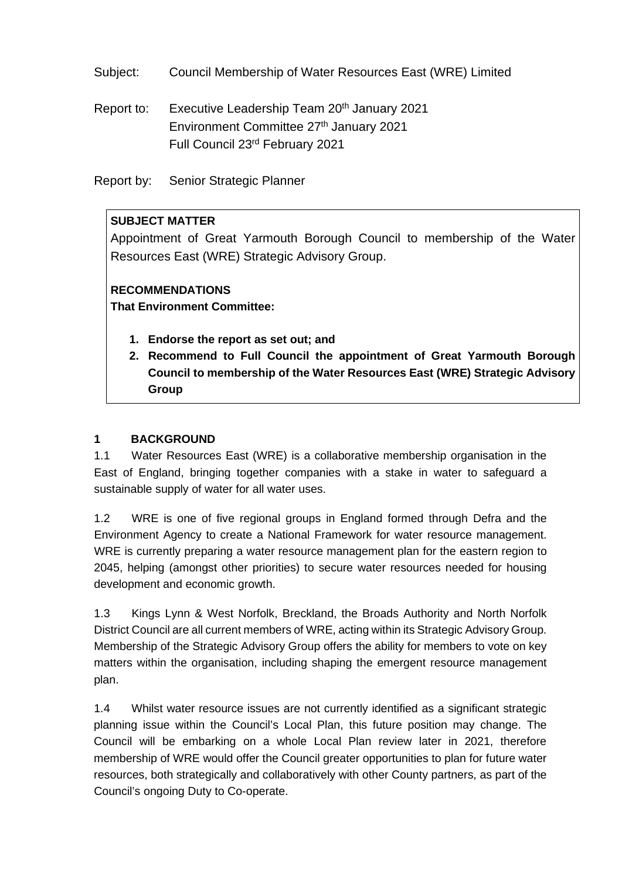Subject: Council Membership of Water Resources East (WRE) Limited

Report to: Executive Leadership Team 20th January 2021
Environment Committee 27th January 2021
Full Council 23rd February 2021

Report by: Senior Strategic Planner

**SUBJECT MATTER**

Appointment of Great Yarmouth Borough Council to membership of the Water Resources East (WRE) Strategic Advisory Group.

**RECOMMENDATIONS**

**That Environment Committee:**

1. **Endorse the report as set out; and**
2. **Recommend to Full Council the appointment of Great Yarmouth Borough Council to membership of the Water Resources East (WRE) Strategic Advisory Group**

## 1 BACKGROUND

1.1 Water Resources East (WRE) is a collaborative membership organisation in the East of England, bringing together companies with a stake in water to safeguard a sustainable supply of water for all water uses.

1.2 WRE is one of five regional groups in England formed through Defra and the Environment Agency to create a National Framework for water resource management. WRE is currently preparing a water resource management plan for the eastern region to 2045, helping (amongst other priorities) to secure water resources needed for housing development and economic growth.

1.3 Kings Lynn & West Norfolk, Breckland, the Broads Authority and North Norfolk District Council are all current members of WRE, acting within its Strategic Advisory Group. Membership of the Strategic Advisory Group offers the ability for members to vote on key matters within the organisation, including shaping the emergent resource management plan.

1.4 Whilst water resource issues are not currently identified as a significant strategic planning issue within the Council's Local Plan, this future position may change. The Council will be embarking on a whole Local Plan review later in 2021, therefore membership of WRE would offer the Council greater opportunities to plan for future water resources, both strategically and collaboratively with other County partners, as part of the Council's ongoing Duty to Co-operate.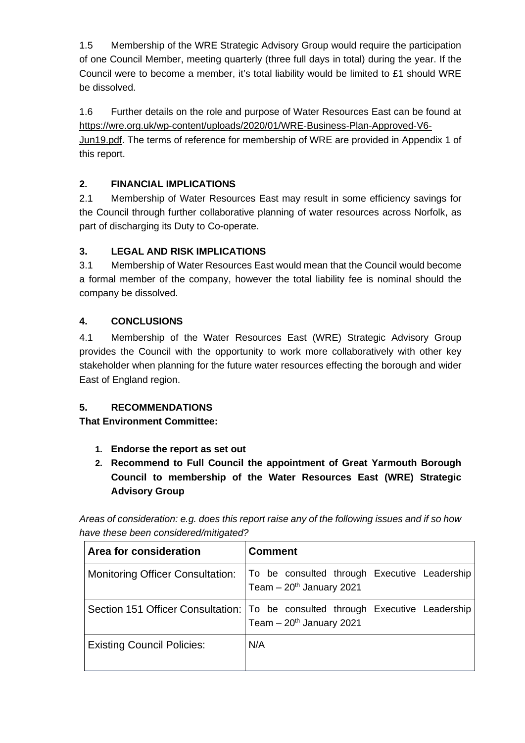1.5 Membership of the WRE Strategic Advisory Group would require the participation of one Council Member, meeting quarterly (three full days in total) during the year. If the Council were to become a member, it's total liability would be limited to £1 should WRE be dissolved.

1.6 Further details on the role and purpose of Water Resources East can be found at https://wre.org.uk/wp-content/uploads/2020/01/WRE-Business-Plan-Approved-V6-Jun19.pdf. The terms of reference for membership of WRE are provided in Appendix 1 of this report.

## 2. FINANCIAL IMPLICATIONS

2.1 Membership of Water Resources East may result in some efficiency savings for the Council through further collaborative planning of water resources across Norfolk, as part of discharging its Duty to Co-operate.

## 3. LEGAL AND RISK IMPLICATIONS

3.1 Membership of Water Resources East would mean that the Council would become a formal member of the company, however the total liability fee is nominal should the company be dissolved.

## 4. CONCLUSIONS

4.1 Membership of the Water Resources East (WRE) Strategic Advisory Group provides the Council with the opportunity to work more collaboratively with other key stakeholder when planning for the future water resources effecting the borough and wider East of England region.

## 5. RECOMMENDATIONS

**That Environment Committee:**

1. **Endorse the report as set out**
2. **Recommend to Full Council the appointment of Great Yarmouth Borough Council to membership of the Water Resources East (WRE) Strategic Advisory Group**

*Areas of consideration: e.g. does this report raise any of the following issues and if so how have these been considered/mitigated?*

| Area for consideration | Comment |
|---|---|
| Monitoring Officer Consultation: | To be consulted through Executive Leadership Team – 20th January 2021 |
| Section 151 Officer Consultation: | To be consulted through Executive Leadership Team – 20th January 2021 |
| Existing Council Policies: | N/A |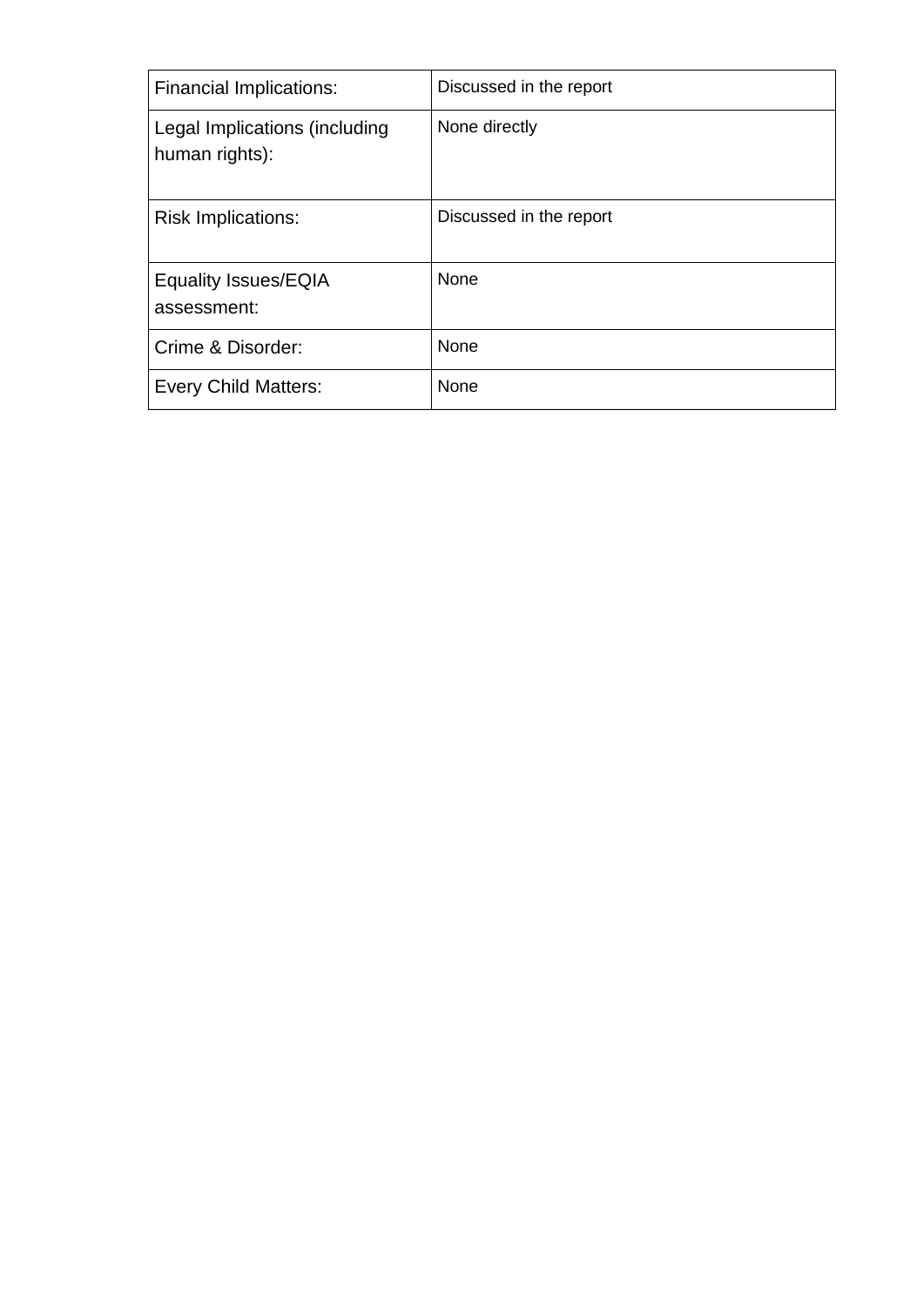| Financial Implications: | Discussed in the report |
| --- | --- |
| Legal Implications (including human rights): | None directly |
| Risk Implications: | Discussed in the report |
| Equality Issues/EQIA assessment: | None |
| Crime & Disorder: | None |
| Every Child Matters: | None |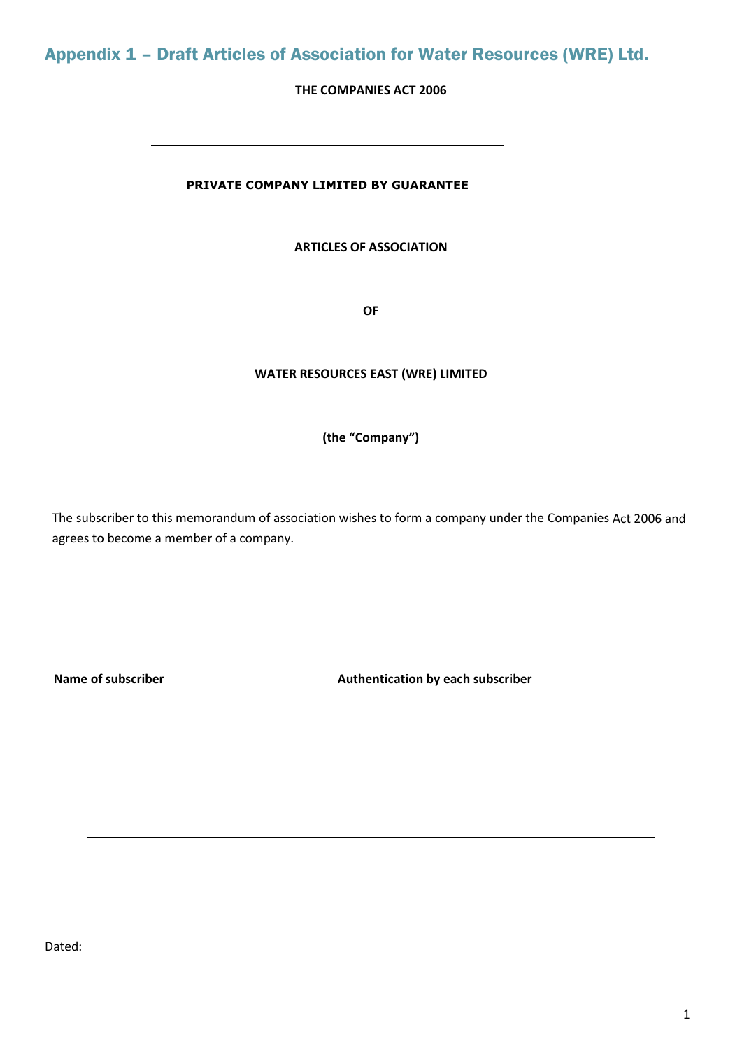# Appendix 1 – Draft Articles of Association for Water Resources (WRE) Ltd.

**THE COMPANIES ACT 2006**

---

**PRIVATE COMPANY LIMITED BY GUARANTEE**

---

**ARTICLES OF ASSOCIATION**

**OF**

**WATER RESOURCES EAST (WRE) LIMITED**

**(the "Company")**

---

The subscriber to this memorandum of association wishes to form a company under the Companies Act 2006 and agrees to become a member of a company.

---

| **Name of subscriber** | **Authentication by each subscriber** |
| --- | --- |
| | |

---

Dated: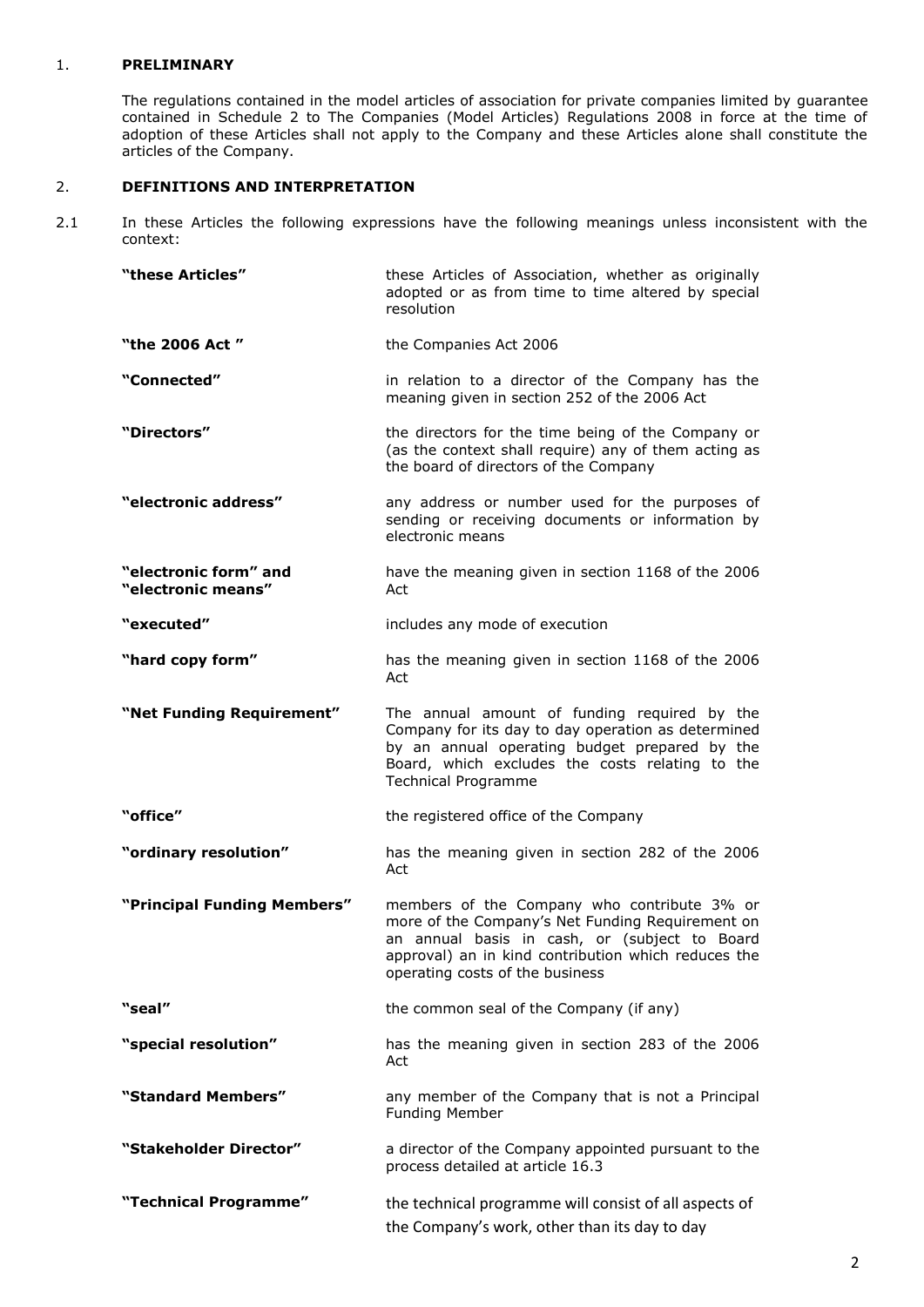## 1. PRELIMINARY

The regulations contained in the model articles of association for private companies limited by guarantee contained in Schedule 2 to The Companies (Model Articles) Regulations 2008 in force at the time of adoption of these Articles shall not apply to the Company and these Articles alone shall constitute the articles of the Company.

## 2. DEFINITIONS AND INTERPRETATION

2.1 In these Articles the following expressions have the following meanings unless inconsistent with the context:

| | |
|---|---|
| **"these Articles"** | these Articles of Association, whether as originally adopted or as from time to time altered by special resolution |
| **"the 2006 Act "** | the Companies Act 2006 |
| **"Connected"** | in relation to a director of the Company has the meaning given in section 252 of the 2006 Act |
| **"Directors"** | the directors for the time being of the Company or (as the context shall require) any of them acting as the board of directors of the Company |
| **"electronic address"** | any address or number used for the purposes of sending or receiving documents or information by electronic means |
| **"electronic form" and "electronic means"** | have the meaning given in section 1168 of the 2006 Act |
| **"executed"** | includes any mode of execution |
| **"hard copy form"** | has the meaning given in section 1168 of the 2006 Act |
| **"Net Funding Requirement"** | The annual amount of funding required by the Company for its day to day operation as determined by an annual operating budget prepared by the Board, which excludes the costs relating to the Technical Programme |
| **"office"** | the registered office of the Company |
| **"ordinary resolution"** | has the meaning given in section 282 of the 2006 Act |
| **"Principal Funding Members"** | members of the Company who contribute 3% or more of the Company's Net Funding Requirement on an annual basis in cash, or (subject to Board approval) an in kind contribution which reduces the operating costs of the business |
| **"seal"** | the common seal of the Company (if any) |
| **"special resolution"** | has the meaning given in section 283 of the 2006 Act |
| **"Standard Members"** | any member of the Company that is not a Principal Funding Member |
| **"Stakeholder Director"** | a director of the Company appointed pursuant to the process detailed at article 16.3 |
| **"Technical Programme"** | the technical programme will consist of all aspects of the Company's work, other than its day to day |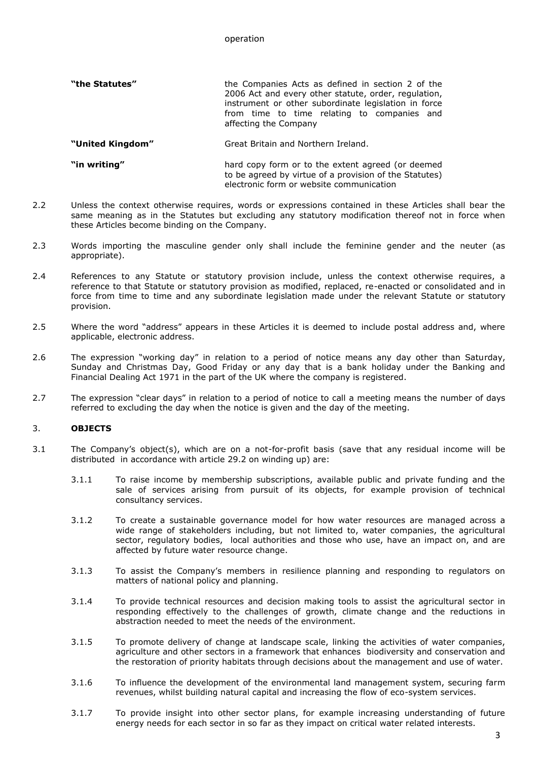operation

| | |
|---|---|
| **"the Statutes"** | the Companies Acts as defined in section 2 of the 2006 Act and every other statute, order, regulation, instrument or other subordinate legislation in force from time to time relating to companies and affecting the Company |
| **"United Kingdom"** | Great Britain and Northern Ireland. |
| **"in writing"** | hard copy form or to the extent agreed (or deemed to be agreed by virtue of a provision of the Statutes) electronic form or website communication |

2.2 Unless the context otherwise requires, words or expressions contained in these Articles shall bear the same meaning as in the Statutes but excluding any statutory modification thereof not in force when these Articles become binding on the Company.

2.3 Words importing the masculine gender only shall include the feminine gender and the neuter (as appropriate).

2.4 References to any Statute or statutory provision include, unless the context otherwise requires, a reference to that Statute or statutory provision as modified, replaced, re-enacted or consolidated and in force from time to time and any subordinate legislation made under the relevant Statute or statutory provision.

2.5 Where the word "address" appears in these Articles it is deemed to include postal address and, where applicable, electronic address.

2.6 The expression "working day" in relation to a period of notice means any day other than Saturday, Sunday and Christmas Day, Good Friday or any day that is a bank holiday under the Banking and Financial Dealing Act 1971 in the part of the UK where the company is registered.

2.7 The expression "clear days" in relation to a period of notice to call a meeting means the number of days referred to excluding the day when the notice is given and the day of the meeting.

## 3. OBJECTS

3.1 The Company's object(s), which are on a not-for-profit basis (save that any residual income will be distributed in accordance with article 29.2 on winding up) are:

3.1.1 To raise income by membership subscriptions, available public and private funding and the sale of services arising from pursuit of its objects, for example provision of technical consultancy services.

3.1.2 To create a sustainable governance model for how water resources are managed across a wide range of stakeholders including, but not limited to, water companies, the agricultural sector, regulatory bodies, local authorities and those who use, have an impact on, and are affected by future water resource change.

3.1.3 To assist the Company's members in resilience planning and responding to regulators on matters of national policy and planning.

3.1.4 To provide technical resources and decision making tools to assist the agricultural sector in responding effectively to the challenges of growth, climate change and the reductions in abstraction needed to meet the needs of the environment.

3.1.5 To promote delivery of change at landscape scale, linking the activities of water companies, agriculture and other sectors in a framework that enhances biodiversity and conservation and the restoration of priority habitats through decisions about the management and use of water.

3.1.6 To influence the development of the environmental land management system, securing farm revenues, whilst building natural capital and increasing the flow of eco-system services.

3.1.7 To provide insight into other sector plans, for example increasing understanding of future energy needs for each sector in so far as they impact on critical water related interests.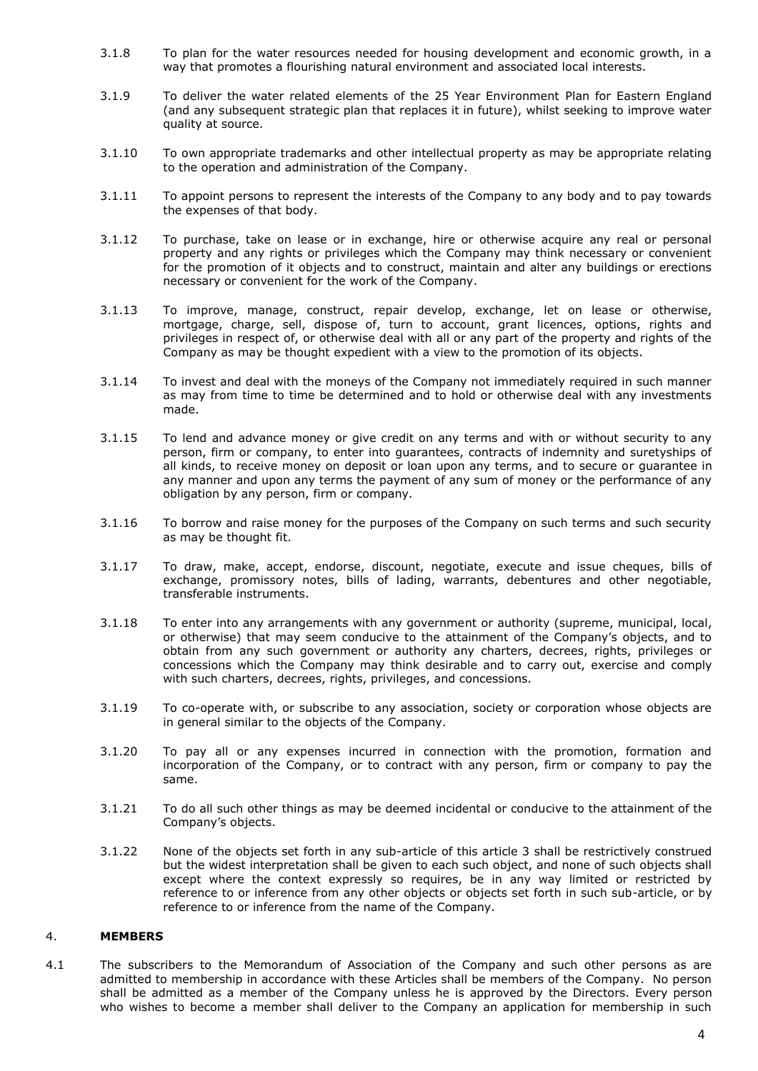3.1.8 To plan for the water resources needed for housing development and economic growth, in a way that promotes a flourishing natural environment and associated local interests.

3.1.9 To deliver the water related elements of the 25 Year Environment Plan for Eastern England (and any subsequent strategic plan that replaces it in future), whilst seeking to improve water quality at source.

3.1.10 To own appropriate trademarks and other intellectual property as may be appropriate relating to the operation and administration of the Company.

3.1.11 To appoint persons to represent the interests of the Company to any body and to pay towards the expenses of that body.

3.1.12 To purchase, take on lease or in exchange, hire or otherwise acquire any real or personal property and any rights or privileges which the Company may think necessary or convenient for the promotion of it objects and to construct, maintain and alter any buildings or erections necessary or convenient for the work of the Company.

3.1.13 To improve, manage, construct, repair develop, exchange, let on lease or otherwise, mortgage, charge, sell, dispose of, turn to account, grant licences, options, rights and privileges in respect of, or otherwise deal with all or any part of the property and rights of the Company as may be thought expedient with a view to the promotion of its objects.

3.1.14 To invest and deal with the moneys of the Company not immediately required in such manner as may from time to time be determined and to hold or otherwise deal with any investments made.

3.1.15 To lend and advance money or give credit on any terms and with or without security to any person, firm or company, to enter into guarantees, contracts of indemnity and suretyships of all kinds, to receive money on deposit or loan upon any terms, and to secure or guarantee in any manner and upon any terms the payment of any sum of money or the performance of any obligation by any person, firm or company.

3.1.16 To borrow and raise money for the purposes of the Company on such terms and such security as may be thought fit.

3.1.17 To draw, make, accept, endorse, discount, negotiate, execute and issue cheques, bills of exchange, promissory notes, bills of lading, warrants, debentures and other negotiable, transferable instruments.

3.1.18 To enter into any arrangements with any government or authority (supreme, municipal, local, or otherwise) that may seem conducive to the attainment of the Company's objects, and to obtain from any such government or authority any charters, decrees, rights, privileges or concessions which the Company may think desirable and to carry out, exercise and comply with such charters, decrees, rights, privileges, and concessions.

3.1.19 To co-operate with, or subscribe to any association, society or corporation whose objects are in general similar to the objects of the Company.

3.1.20 To pay all or any expenses incurred in connection with the promotion, formation and incorporation of the Company, or to contract with any person, firm or company to pay the same.

3.1.21 To do all such other things as may be deemed incidental or conducive to the attainment of the Company's objects.

3.1.22 None of the objects set forth in any sub-article of this article 3 shall be restrictively construed but the widest interpretation shall be given to each such object, and none of such objects shall except where the context expressly so requires, be in any way limited or restricted by reference to or inference from any other objects or objects set forth in such sub-article, or by reference to or inference from the name of the Company.

## 4. MEMBERS

4.1 The subscribers to the Memorandum of Association of the Company and such other persons as are admitted to membership in accordance with these Articles shall be members of the Company. No person shall be admitted as a member of the Company unless he is approved by the Directors. Every person who wishes to become a member shall deliver to the Company an application for membership in such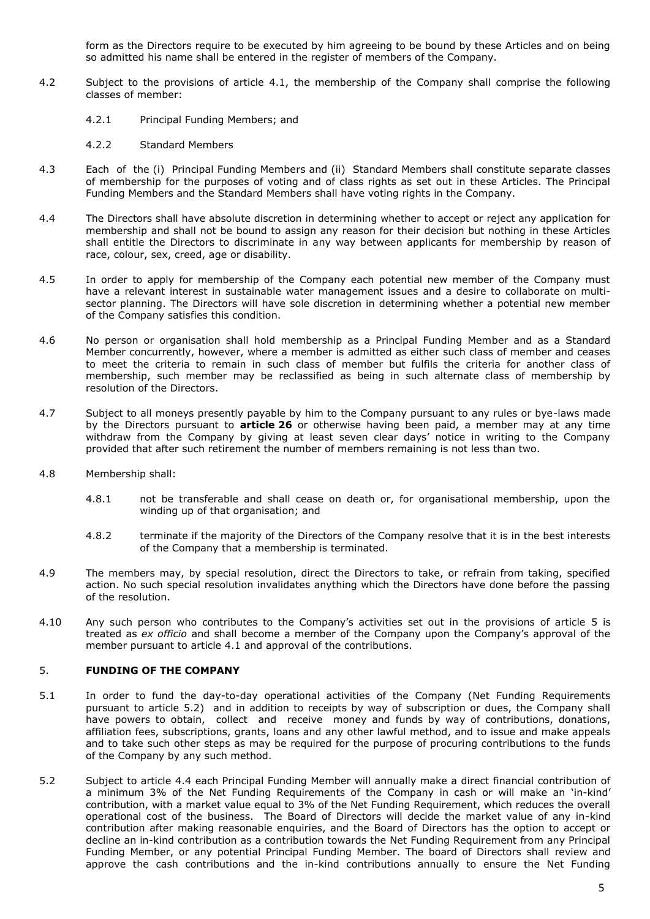form as the Directors require to be executed by him agreeing to be bound by these Articles and on being so admitted his name shall be entered in the register of members of the Company.

4.2 Subject to the provisions of article 4.1, the membership of the Company shall comprise the following classes of member:

4.2.1 Principal Funding Members; and

4.2.2 Standard Members

4.3 Each of the (i) Principal Funding Members and (ii) Standard Members shall constitute separate classes of membership for the purposes of voting and of class rights as set out in these Articles. The Principal Funding Members and the Standard Members shall have voting rights in the Company.

4.4 The Directors shall have absolute discretion in determining whether to accept or reject any application for membership and shall not be bound to assign any reason for their decision but nothing in these Articles shall entitle the Directors to discriminate in any way between applicants for membership by reason of race, colour, sex, creed, age or disability.

4.5 In order to apply for membership of the Company each potential new member of the Company must have a relevant interest in sustainable water management issues and a desire to collaborate on multi-sector planning. The Directors will have sole discretion in determining whether a potential new member of the Company satisfies this condition.

4.6 No person or organisation shall hold membership as a Principal Funding Member and as a Standard Member concurrently, however, where a member is admitted as either such class of member and ceases to meet the criteria to remain in such class of member but fulfils the criteria for another class of membership, such member may be reclassified as being in such alternate class of membership by resolution of the Directors.

4.7 Subject to all moneys presently payable by him to the Company pursuant to any rules or bye-laws made by the Directors pursuant to **article 26** or otherwise having been paid, a member may at any time withdraw from the Company by giving at least seven clear days' notice in writing to the Company provided that after such retirement the number of members remaining is not less than two.

4.8 Membership shall:

4.8.1 not be transferable and shall cease on death or, for organisational membership, upon the winding up of that organisation; and

4.8.2 terminate if the majority of the Directors of the Company resolve that it is in the best interests of the Company that a membership is terminated.

4.9 The members may, by special resolution, direct the Directors to take, or refrain from taking, specified action. No such special resolution invalidates anything which the Directors have done before the passing of the resolution.

4.10 Any such person who contributes to the Company's activities set out in the provisions of article 5 is treated as *ex officio* and shall become a member of the Company upon the Company's approval of the member pursuant to article 4.1 and approval of the contributions.

## 5. FUNDING OF THE COMPANY

5.1 In order to fund the day-to-day operational activities of the Company (Net Funding Requirements pursuant to article 5.2) and in addition to receipts by way of subscription or dues, the Company shall have powers to obtain, collect and receive money and funds by way of contributions, donations, affiliation fees, subscriptions, grants, loans and any other lawful method, and to issue and make appeals and to take such other steps as may be required for the purpose of procuring contributions to the funds of the Company by any such method.

5.2 Subject to article 4.4 each Principal Funding Member will annually make a direct financial contribution of a minimum 3% of the Net Funding Requirements of the Company in cash or will make an 'in-kind' contribution, with a market value equal to 3% of the Net Funding Requirement, which reduces the overall operational cost of the business. The Board of Directors will decide the market value of any in-kind contribution after making reasonable enquiries, and the Board of Directors has the option to accept or decline an in-kind contribution as a contribution towards the Net Funding Requirement from any Principal Funding Member, or any potential Principal Funding Member. The board of Directors shall review and approve the cash contributions and the in-kind contributions annually to ensure the Net Funding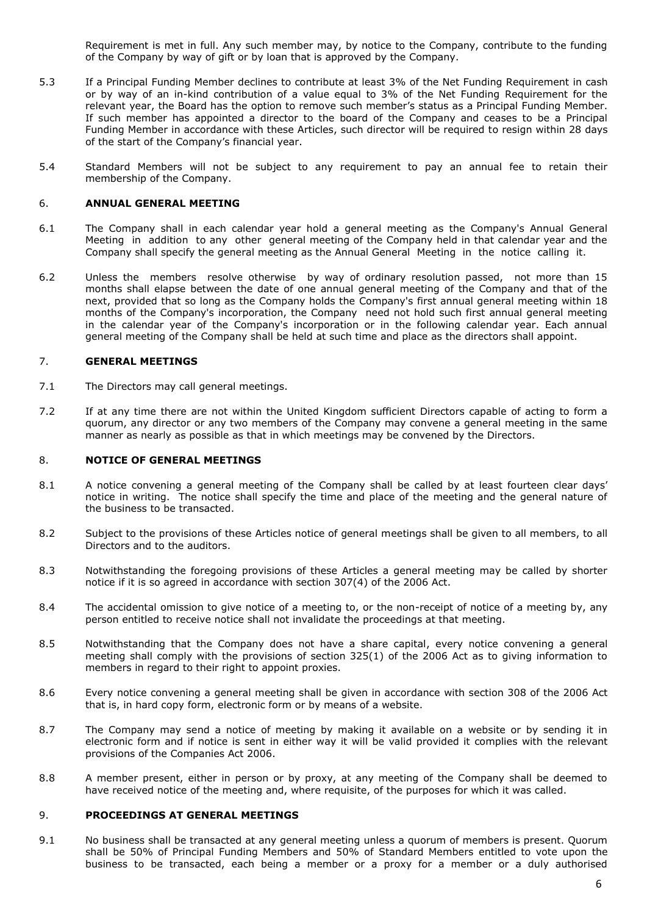Requirement is met in full. Any such member may, by notice to the Company, contribute to the funding of the Company by way of gift or by loan that is approved by the Company.

5.3 If a Principal Funding Member declines to contribute at least 3% of the Net Funding Requirement in cash or by way of an in-kind contribution of a value equal to 3% of the Net Funding Requirement for the relevant year, the Board has the option to remove such member's status as a Principal Funding Member. If such member has appointed a director to the board of the Company and ceases to be a Principal Funding Member in accordance with these Articles, such director will be required to resign within 28 days of the start of the Company's financial year.

5.4 Standard Members will not be subject to any requirement to pay an annual fee to retain their membership of the Company.

## 6. ANNUAL GENERAL MEETING

6.1 The Company shall in each calendar year hold a general meeting as the Company's Annual General Meeting in addition to any other general meeting of the Company held in that calendar year and the Company shall specify the general meeting as the Annual General Meeting in the notice calling it.

6.2 Unless the members resolve otherwise by way of ordinary resolution passed, not more than 15 months shall elapse between the date of one annual general meeting of the Company and that of the next, provided that so long as the Company holds the Company's first annual general meeting within 18 months of the Company's incorporation, the Company need not hold such first annual general meeting in the calendar year of the Company's incorporation or in the following calendar year. Each annual general meeting of the Company shall be held at such time and place as the directors shall appoint.

## 7. GENERAL MEETINGS

7.1 The Directors may call general meetings.

7.2 If at any time there are not within the United Kingdom sufficient Directors capable of acting to form a quorum, any director or any two members of the Company may convene a general meeting in the same manner as nearly as possible as that in which meetings may be convened by the Directors.

## 8. NOTICE OF GENERAL MEETINGS

8.1 A notice convening a general meeting of the Company shall be called by at least fourteen clear days' notice in writing. The notice shall specify the time and place of the meeting and the general nature of the business to be transacted.

8.2 Subject to the provisions of these Articles notice of general meetings shall be given to all members, to all Directors and to the auditors.

8.3 Notwithstanding the foregoing provisions of these Articles a general meeting may be called by shorter notice if it is so agreed in accordance with section 307(4) of the 2006 Act.

8.4 The accidental omission to give notice of a meeting to, or the non-receipt of notice of a meeting by, any person entitled to receive notice shall not invalidate the proceedings at that meeting.

8.5 Notwithstanding that the Company does not have a share capital, every notice convening a general meeting shall comply with the provisions of section 325(1) of the 2006 Act as to giving information to members in regard to their right to appoint proxies.

8.6 Every notice convening a general meeting shall be given in accordance with section 308 of the 2006 Act that is, in hard copy form, electronic form or by means of a website.

8.7 The Company may send a notice of meeting by making it available on a website or by sending it in electronic form and if notice is sent in either way it will be valid provided it complies with the relevant provisions of the Companies Act 2006.

8.8 A member present, either in person or by proxy, at any meeting of the Company shall be deemed to have received notice of the meeting and, where requisite, of the purposes for which it was called.

## 9. PROCEEDINGS AT GENERAL MEETINGS

9.1 No business shall be transacted at any general meeting unless a quorum of members is present. Quorum shall be 50% of Principal Funding Members and 50% of Standard Members entitled to vote upon the business to be transacted, each being a member or a proxy for a member or a duly authorised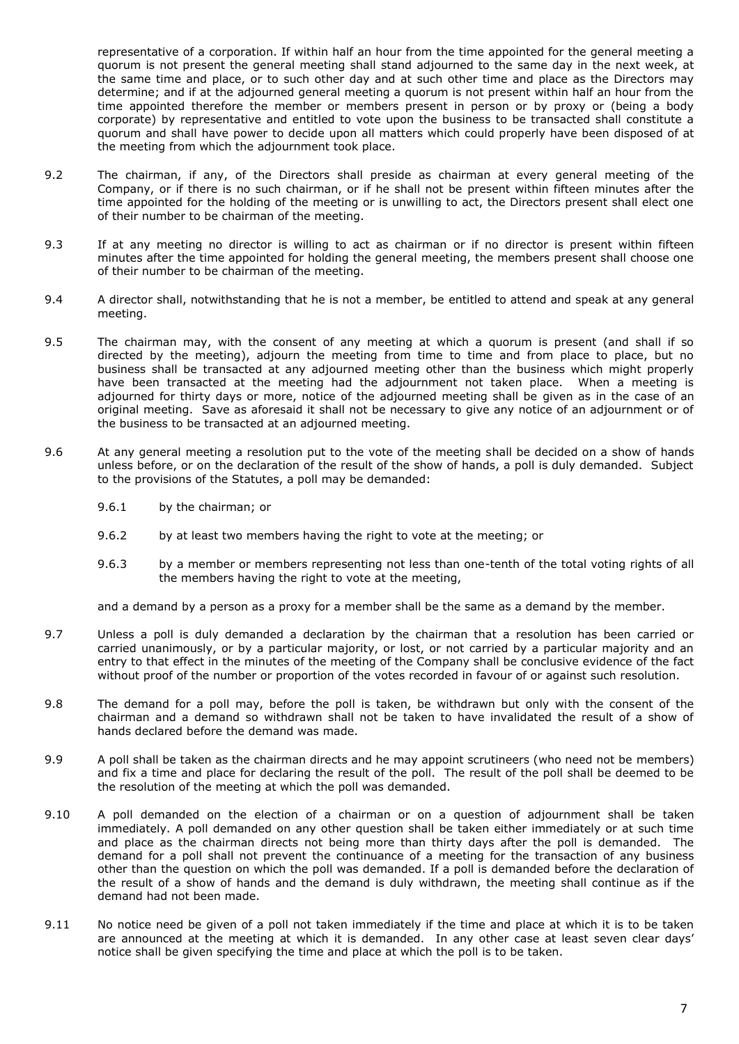representative of a corporation. If within half an hour from the time appointed for the general meeting a quorum is not present the general meeting shall stand adjourned to the same day in the next week, at the same time and place, or to such other day and at such other time and place as the Directors may determine; and if at the adjourned general meeting a quorum is not present within half an hour from the time appointed therefore the member or members present in person or by proxy or (being a body corporate) by representative and entitled to vote upon the business to be transacted shall constitute a quorum and shall have power to decide upon all matters which could properly have been disposed of at the meeting from which the adjournment took place.

9.2 The chairman, if any, of the Directors shall preside as chairman at every general meeting of the Company, or if there is no such chairman, or if he shall not be present within fifteen minutes after the time appointed for the holding of the meeting or is unwilling to act, the Directors present shall elect one of their number to be chairman of the meeting.

9.3 If at any meeting no director is willing to act as chairman or if no director is present within fifteen minutes after the time appointed for holding the general meeting, the members present shall choose one of their number to be chairman of the meeting.

9.4 A director shall, notwithstanding that he is not a member, be entitled to attend and speak at any general meeting.

9.5 The chairman may, with the consent of any meeting at which a quorum is present (and shall if so directed by the meeting), adjourn the meeting from time to time and from place to place, but no business shall be transacted at any adjourned meeting other than the business which might properly have been transacted at the meeting had the adjournment not taken place. When a meeting is adjourned for thirty days or more, notice of the adjourned meeting shall be given as in the case of an original meeting. Save as aforesaid it shall not be necessary to give any notice of an adjournment or of the business to be transacted at an adjourned meeting.

9.6 At any general meeting a resolution put to the vote of the meeting shall be decided on a show of hands unless before, or on the declaration of the result of the show of hands, a poll is duly demanded. Subject to the provisions of the Statutes, a poll may be demanded:

9.6.1 by the chairman; or

9.6.2 by at least two members having the right to vote at the meeting; or

9.6.3 by a member or members representing not less than one-tenth of the total voting rights of all the members having the right to vote at the meeting,

and a demand by a person as a proxy for a member shall be the same as a demand by the member.

9.7 Unless a poll is duly demanded a declaration by the chairman that a resolution has been carried or carried unanimously, or by a particular majority, or lost, or not carried by a particular majority and an entry to that effect in the minutes of the meeting of the Company shall be conclusive evidence of the fact without proof of the number or proportion of the votes recorded in favour of or against such resolution.

9.8 The demand for a poll may, before the poll is taken, be withdrawn but only with the consent of the chairman and a demand so withdrawn shall not be taken to have invalidated the result of a show of hands declared before the demand was made.

9.9 A poll shall be taken as the chairman directs and he may appoint scrutineers (who need not be members) and fix a time and place for declaring the result of the poll. The result of the poll shall be deemed to be the resolution of the meeting at which the poll was demanded.

9.10 A poll demanded on the election of a chairman or on a question of adjournment shall be taken immediately. A poll demanded on any other question shall be taken either immediately or at such time and place as the chairman directs not being more than thirty days after the poll is demanded. The demand for a poll shall not prevent the continuance of a meeting for the transaction of any business other than the question on which the poll was demanded. If a poll is demanded before the declaration of the result of a show of hands and the demand is duly withdrawn, the meeting shall continue as if the demand had not been made.

9.11 No notice need be given of a poll not taken immediately if the time and place at which it is to be taken are announced at the meeting at which it is demanded. In any other case at least seven clear days' notice shall be given specifying the time and place at which the poll is to be taken.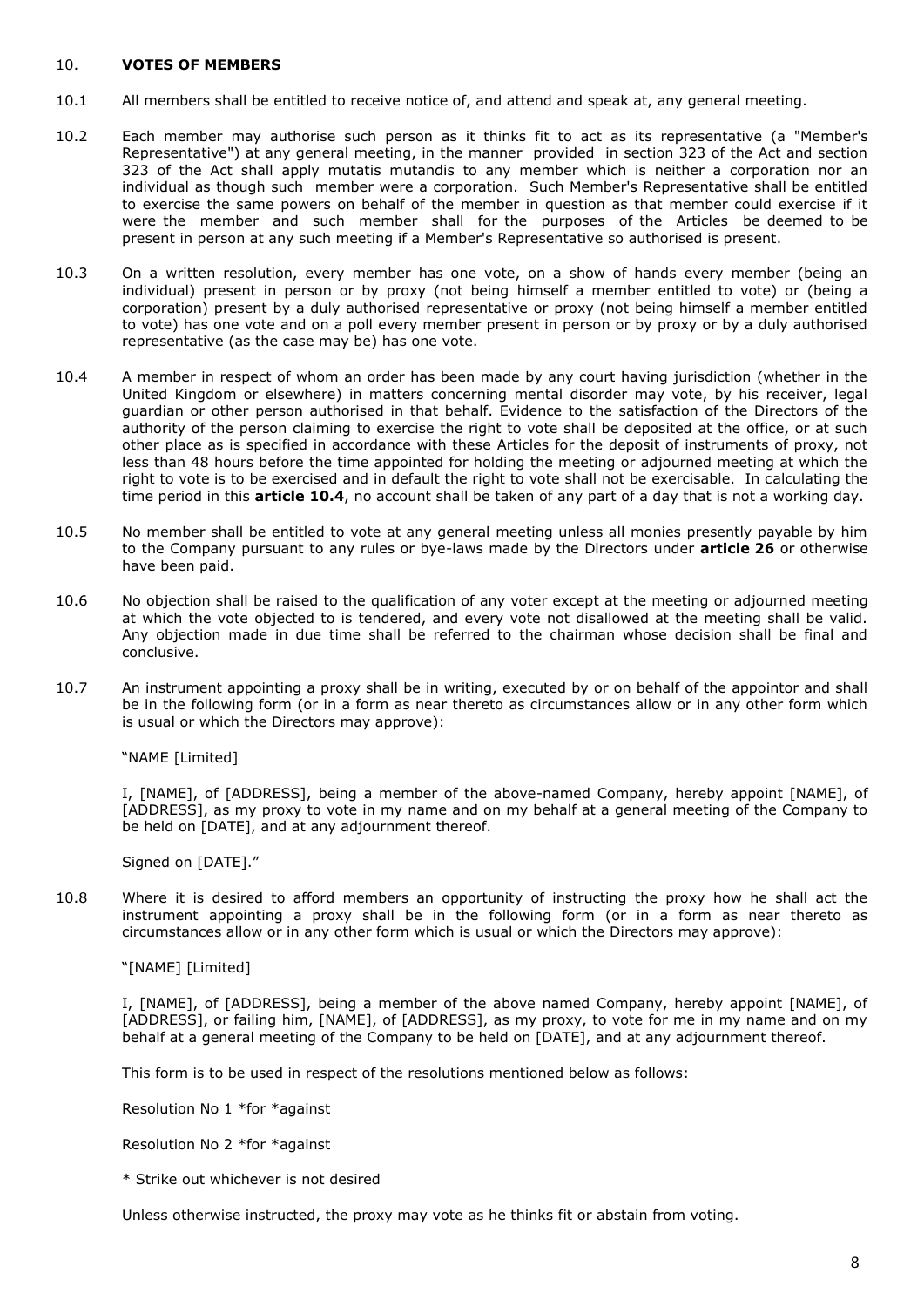## 10. **VOTES OF MEMBERS**

10.1 All members shall be entitled to receive notice of, and attend and speak at, any general meeting.

10.2 Each member may authorise such person as it thinks fit to act as its representative (a "Member's Representative") at any general meeting, in the manner provided in section 323 of the Act and section 323 of the Act shall apply mutatis mutandis to any member which is neither a corporation nor an individual as though such member were a corporation. Such Member's Representative shall be entitled to exercise the same powers on behalf of the member in question as that member could exercise if it were the member and such member shall for the purposes of the Articles be deemed to be present in person at any such meeting if a Member's Representative so authorised is present.

10.3 On a written resolution, every member has one vote, on a show of hands every member (being an individual) present in person or by proxy (not being himself a member entitled to vote) or (being a corporation) present by a duly authorised representative or proxy (not being himself a member entitled to vote) has one vote and on a poll every member present in person or by proxy or by a duly authorised representative (as the case may be) has one vote.

10.4 A member in respect of whom an order has been made by any court having jurisdiction (whether in the United Kingdom or elsewhere) in matters concerning mental disorder may vote, by his receiver, legal guardian or other person authorised in that behalf. Evidence to the satisfaction of the Directors of the authority of the person claiming to exercise the right to vote shall be deposited at the office, or at such other place as is specified in accordance with these Articles for the deposit of instruments of proxy, not less than 48 hours before the time appointed for holding the meeting or adjourned meeting at which the right to vote is to be exercised and in default the right to vote shall not be exercisable. In calculating the time period in this **article 10.4**, no account shall be taken of any part of a day that is not a working day.

10.5 No member shall be entitled to vote at any general meeting unless all monies presently payable by him to the Company pursuant to any rules or bye-laws made by the Directors under **article 26** or otherwise have been paid.

10.6 No objection shall be raised to the qualification of any voter except at the meeting or adjourned meeting at which the vote objected to is tendered, and every vote not disallowed at the meeting shall be valid. Any objection made in due time shall be referred to the chairman whose decision shall be final and conclusive.

10.7 An instrument appointing a proxy shall be in writing, executed by or on behalf of the appointor and shall be in the following form (or in a form as near thereto as circumstances allow or in any other form which is usual or which the Directors may approve):

"NAME [Limited]

I, [NAME], of [ADDRESS], being a member of the above-named Company, hereby appoint [NAME], of [ADDRESS], as my proxy to vote in my name and on my behalf at a general meeting of the Company to be held on [DATE], and at any adjournment thereof.

Signed on [DATE]."

10.8 Where it is desired to afford members an opportunity of instructing the proxy how he shall act the instrument appointing a proxy shall be in the following form (or in a form as near thereto as circumstances allow or in any other form which is usual or which the Directors may approve):

"[NAME] [Limited]

I, [NAME], of [ADDRESS], being a member of the above named Company, hereby appoint [NAME], of [ADDRESS], or failing him, [NAME], of [ADDRESS], as my proxy, to vote for me in my name and on my behalf at a general meeting of the Company to be held on [DATE], and at any adjournment thereof.

This form is to be used in respect of the resolutions mentioned below as follows:

Resolution No 1 *for *against

Resolution No 2 *for *against

* Strike out whichever is not desired

Unless otherwise instructed, the proxy may vote as he thinks fit or abstain from voting.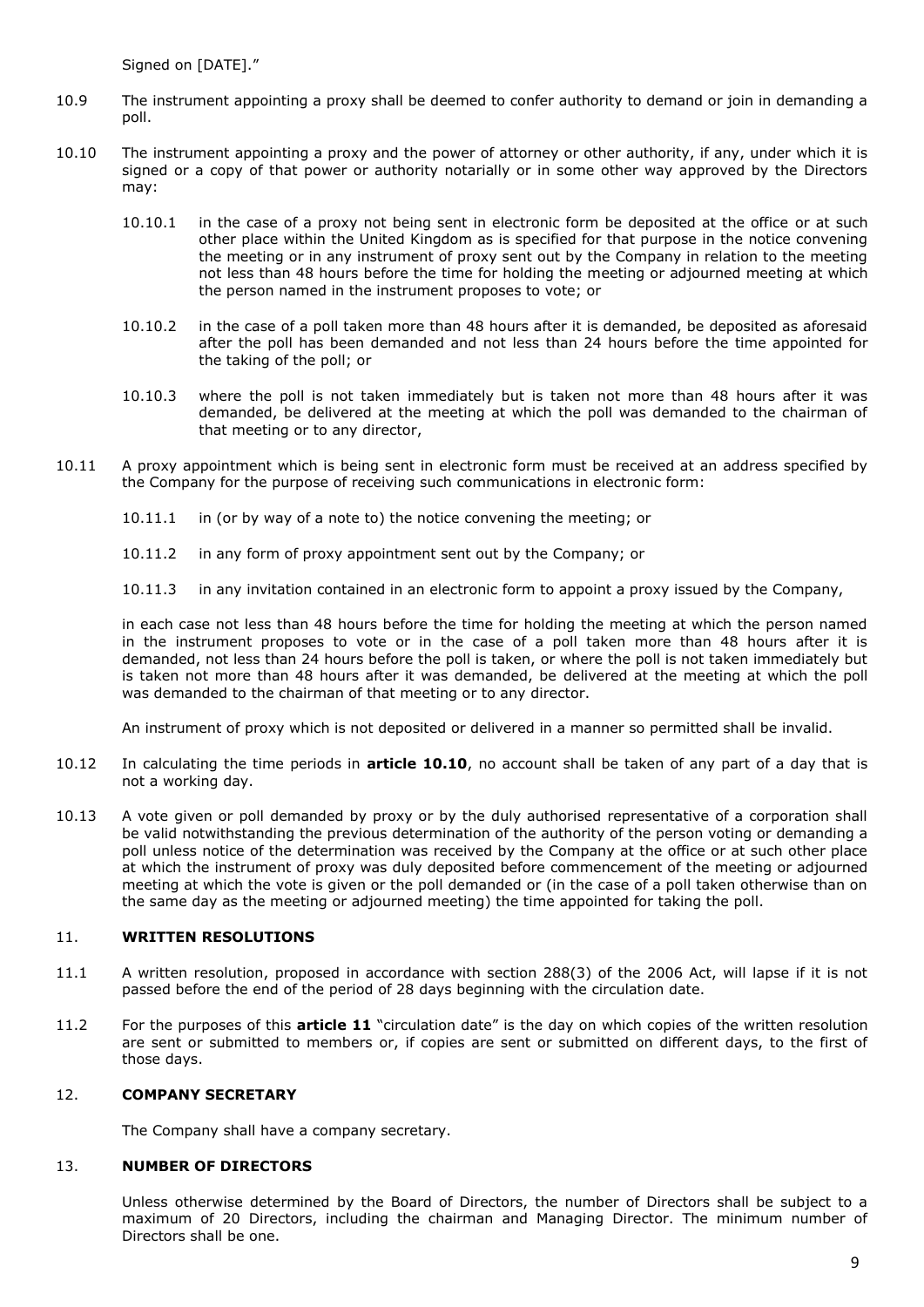Signed on [DATE]."

10.9 The instrument appointing a proxy shall be deemed to confer authority to demand or join in demanding a poll.

10.10 The instrument appointing a proxy and the power of attorney or other authority, if any, under which it is signed or a copy of that power or authority notarially or in some other way approved by the Directors may:

10.10.1 in the case of a proxy not being sent in electronic form be deposited at the office or at such other place within the United Kingdom as is specified for that purpose in the notice convening the meeting or in any instrument of proxy sent out by the Company in relation to the meeting not less than 48 hours before the time for holding the meeting or adjourned meeting at which the person named in the instrument proposes to vote; or

10.10.2 in the case of a poll taken more than 48 hours after it is demanded, be deposited as aforesaid after the poll has been demanded and not less than 24 hours before the time appointed for the taking of the poll; or

10.10.3 where the poll is not taken immediately but is taken not more than 48 hours after it was demanded, be delivered at the meeting at which the poll was demanded to the chairman of that meeting or to any director,

10.11 A proxy appointment which is being sent in electronic form must be received at an address specified by the Company for the purpose of receiving such communications in electronic form:

10.11.1 in (or by way of a note to) the notice convening the meeting; or

10.11.2 in any form of proxy appointment sent out by the Company; or

10.11.3 in any invitation contained in an electronic form to appoint a proxy issued by the Company,

in each case not less than 48 hours before the time for holding the meeting at which the person named in the instrument proposes to vote or in the case of a poll taken more than 48 hours after it is demanded, not less than 24 hours before the poll is taken, or where the poll is not taken immediately but is taken not more than 48 hours after it was demanded, be delivered at the meeting at which the poll was demanded to the chairman of that meeting or to any director.

An instrument of proxy which is not deposited or delivered in a manner so permitted shall be invalid.

10.12 In calculating the time periods in **article 10.10**, no account shall be taken of any part of a day that is not a working day.

10.13 A vote given or poll demanded by proxy or by the duly authorised representative of a corporation shall be valid notwithstanding the previous determination of the authority of the person voting or demanding a poll unless notice of the determination was received by the Company at the office or at such other place at which the instrument of proxy was duly deposited before commencement of the meeting or adjourned meeting at which the vote is given or the poll demanded or (in the case of a poll taken otherwise than on the same day as the meeting or adjourned meeting) the time appointed for taking the poll.

## 11. WRITTEN RESOLUTIONS

11.1 A written resolution, proposed in accordance with section 288(3) of the 2006 Act, will lapse if it is not passed before the end of the period of 28 days beginning with the circulation date.

11.2 For the purposes of this **article 11** "circulation date" is the day on which copies of the written resolution are sent or submitted to members or, if copies are sent or submitted on different days, to the first of those days.

## 12. COMPANY SECRETARY

The Company shall have a company secretary.

## 13. NUMBER OF DIRECTORS

Unless otherwise determined by the Board of Directors, the number of Directors shall be subject to a maximum of 20 Directors, including the chairman and Managing Director. The minimum number of Directors shall be one.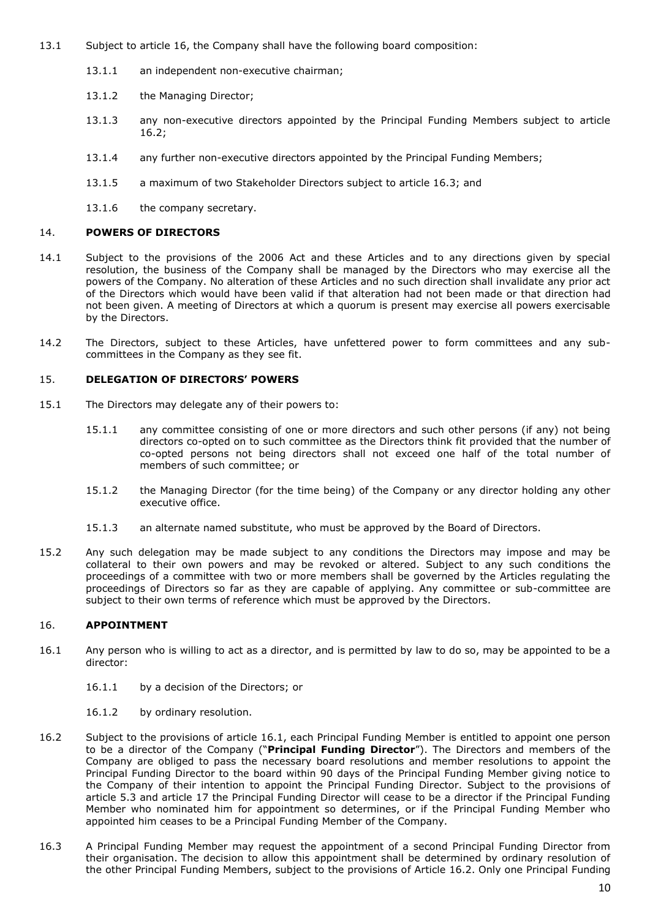13.1 Subject to article 16, the Company shall have the following board composition:

13.1.1 an independent non-executive chairman;

13.1.2 the Managing Director;

13.1.3 any non-executive directors appointed by the Principal Funding Members subject to article 16.2;

13.1.4 any further non-executive directors appointed by the Principal Funding Members;

13.1.5 a maximum of two Stakeholder Directors subject to article 16.3; and

13.1.6 the company secretary.

## 14. POWERS OF DIRECTORS

14.1 Subject to the provisions of the 2006 Act and these Articles and to any directions given by special resolution, the business of the Company shall be managed by the Directors who may exercise all the powers of the Company. No alteration of these Articles and no such direction shall invalidate any prior act of the Directors which would have been valid if that alteration had not been made or that direction had not been given. A meeting of Directors at which a quorum is present may exercise all powers exercisable by the Directors.

14.2 The Directors, subject to these Articles, have unfettered power to form committees and any sub-committees in the Company as they see fit.

## 15. DELEGATION OF DIRECTORS' POWERS

15.1 The Directors may delegate any of their powers to:

15.1.1 any committee consisting of one or more directors and such other persons (if any) not being directors co-opted on to such committee as the Directors think fit provided that the number of co-opted persons not being directors shall not exceed one half of the total number of members of such committee; or

15.1.2 the Managing Director (for the time being) of the Company or any director holding any other executive office.

15.1.3 an alternate named substitute, who must be approved by the Board of Directors.

15.2 Any such delegation may be made subject to any conditions the Directors may impose and may be collateral to their own powers and may be revoked or altered. Subject to any such conditions the proceedings of a committee with two or more members shall be governed by the Articles regulating the proceedings of Directors so far as they are capable of applying. Any committee or sub-committee are subject to their own terms of reference which must be approved by the Directors.

## 16. APPOINTMENT

16.1 Any person who is willing to act as a director, and is permitted by law to do so, may be appointed to be a director:

16.1.1 by a decision of the Directors; or

16.1.2 by ordinary resolution.

16.2 Subject to the provisions of article 16.1, each Principal Funding Member is entitled to appoint one person to be a director of the Company ("**Principal Funding Director**"). The Directors and members of the Company are obliged to pass the necessary board resolutions and member resolutions to appoint the Principal Funding Director to the board within 90 days of the Principal Funding Member giving notice to the Company of their intention to appoint the Principal Funding Director. Subject to the provisions of article 5.3 and article 17 the Principal Funding Director will cease to be a director if the Principal Funding Member who nominated him for appointment so determines, or if the Principal Funding Member who appointed him ceases to be a Principal Funding Member of the Company.

16.3 A Principal Funding Member may request the appointment of a second Principal Funding Director from their organisation. The decision to allow this appointment shall be determined by ordinary resolution of the other Principal Funding Members, subject to the provisions of Article 16.2. Only one Principal Funding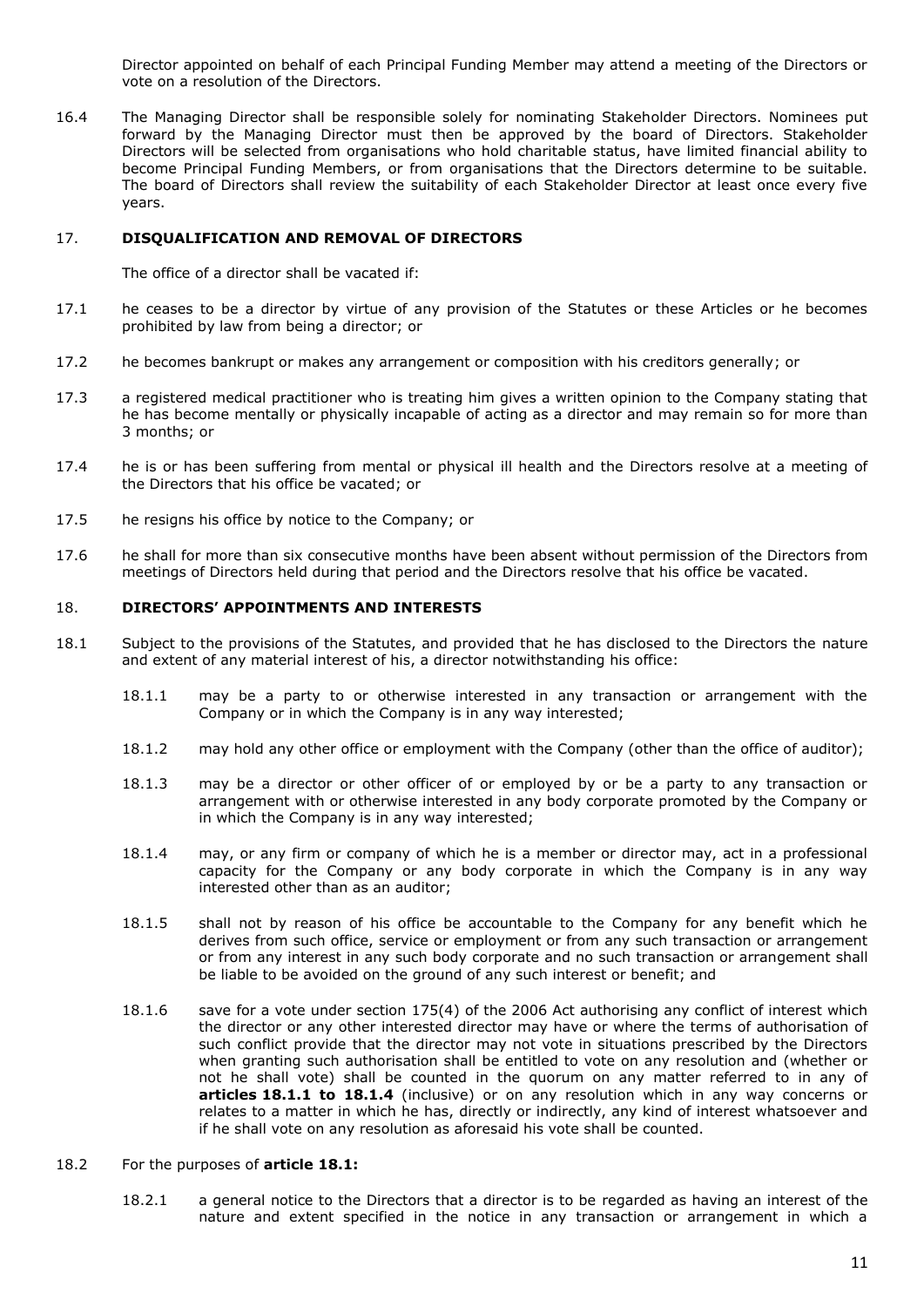Director appointed on behalf of each Principal Funding Member may attend a meeting of the Directors or vote on a resolution of the Directors.

16.4 The Managing Director shall be responsible solely for nominating Stakeholder Directors. Nominees put forward by the Managing Director must then be approved by the board of Directors. Stakeholder Directors will be selected from organisations who hold charitable status, have limited financial ability to become Principal Funding Members, or from organisations that the Directors determine to be suitable. The board of Directors shall review the suitability of each Stakeholder Director at least once every five years.

## 17. DISQUALIFICATION AND REMOVAL OF DIRECTORS

The office of a director shall be vacated if:

17.1 he ceases to be a director by virtue of any provision of the Statutes or these Articles or he becomes prohibited by law from being a director; or

17.2 he becomes bankrupt or makes any arrangement or composition with his creditors generally; or

17.3 a registered medical practitioner who is treating him gives a written opinion to the Company stating that he has become mentally or physically incapable of acting as a director and may remain so for more than 3 months; or

17.4 he is or has been suffering from mental or physical ill health and the Directors resolve at a meeting of the Directors that his office be vacated; or

17.5 he resigns his office by notice to the Company; or

17.6 he shall for more than six consecutive months have been absent without permission of the Directors from meetings of Directors held during that period and the Directors resolve that his office be vacated.

## 18. DIRECTORS' APPOINTMENTS AND INTERESTS

18.1 Subject to the provisions of the Statutes, and provided that he has disclosed to the Directors the nature and extent of any material interest of his, a director notwithstanding his office:

18.1.1 may be a party to or otherwise interested in any transaction or arrangement with the Company or in which the Company is in any way interested;

18.1.2 may hold any other office or employment with the Company (other than the office of auditor);

18.1.3 may be a director or other officer of or employed by or be a party to any transaction or arrangement with or otherwise interested in any body corporate promoted by the Company or in which the Company is in any way interested;

18.1.4 may, or any firm or company of which he is a member or director may, act in a professional capacity for the Company or any body corporate in which the Company is in any way interested other than as an auditor;

18.1.5 shall not by reason of his office be accountable to the Company for any benefit which he derives from such office, service or employment or from any such transaction or arrangement or from any interest in any such body corporate and no such transaction or arrangement shall be liable to be avoided on the ground of any such interest or benefit; and

18.1.6 save for a vote under section 175(4) of the 2006 Act authorising any conflict of interest which the director or any other interested director may have or where the terms of authorisation of such conflict provide that the director may not vote in situations prescribed by the Directors when granting such authorisation shall be entitled to vote on any resolution and (whether or not he shall vote) shall be counted in the quorum on any matter referred to in any of **articles 18.1.1 to 18.1.4** (inclusive) or on any resolution which in any way concerns or relates to a matter in which he has, directly or indirectly, any kind of interest whatsoever and if he shall vote on any resolution as aforesaid his vote shall be counted.

18.2 For the purposes of **article 18.1:**

18.2.1 a general notice to the Directors that a director is to be regarded as having an interest of the nature and extent specified in the notice in any transaction or arrangement in which a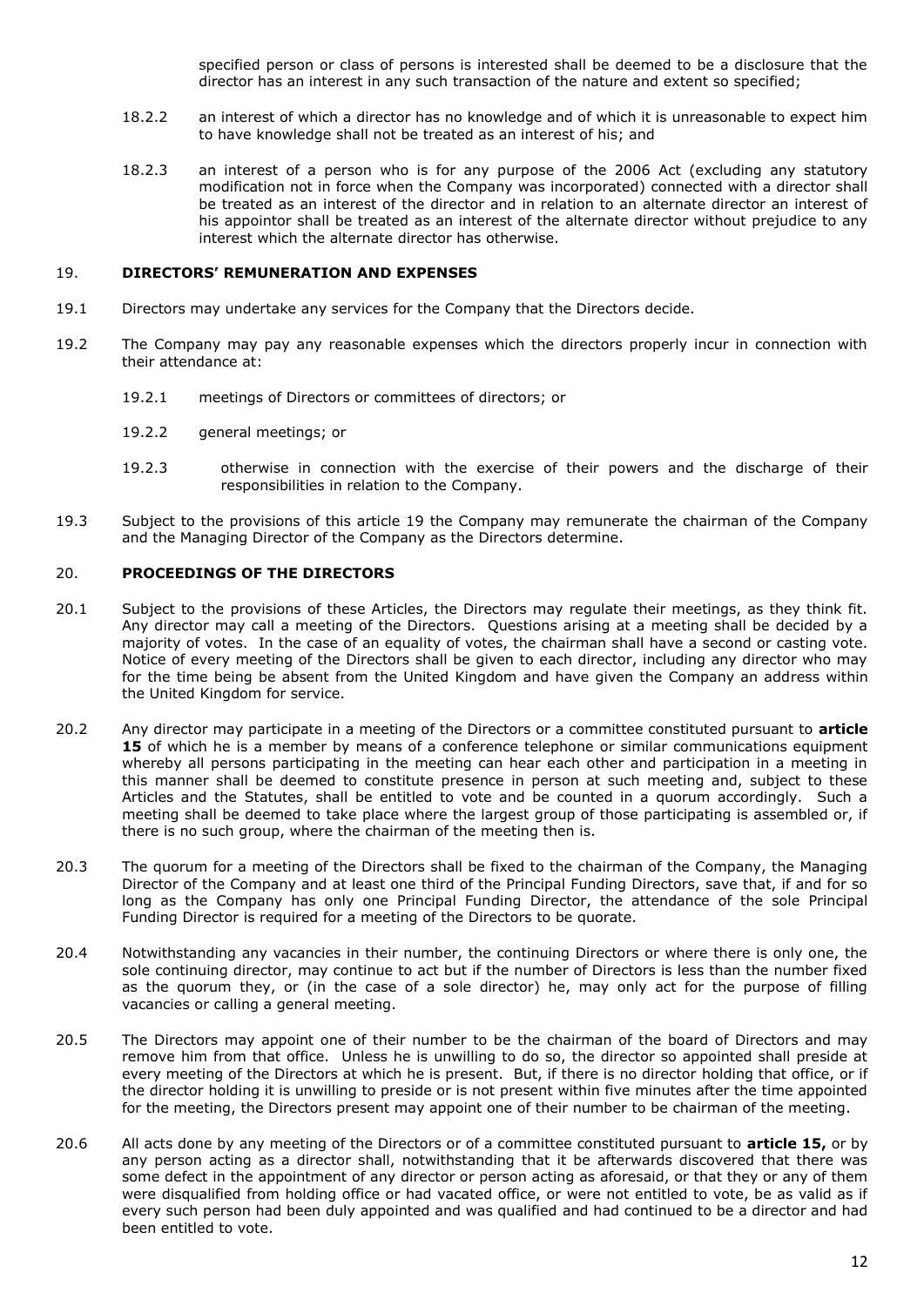specified person or class of persons is interested shall be deemed to be a disclosure that the director has an interest in any such transaction of the nature and extent so specified;

18.2.2 an interest of which a director has no knowledge and of which it is unreasonable to expect him to have knowledge shall not be treated as an interest of his; and

18.2.3 an interest of a person who is for any purpose of the 2006 Act (excluding any statutory modification not in force when the Company was incorporated) connected with a director shall be treated as an interest of the director and in relation to an alternate director an interest of his appointor shall be treated as an interest of the alternate director without prejudice to any interest which the alternate director has otherwise.

## 19. DIRECTORS' REMUNERATION AND EXPENSES

19.1 Directors may undertake any services for the Company that the Directors decide.

19.2 The Company may pay any reasonable expenses which the directors properly incur in connection with their attendance at:

19.2.1 meetings of Directors or committees of directors; or

19.2.2 general meetings; or

19.2.3 otherwise in connection with the exercise of their powers and the discharge of their responsibilities in relation to the Company.

19.3 Subject to the provisions of this article 19 the Company may remunerate the chairman of the Company and the Managing Director of the Company as the Directors determine.

## 20. PROCEEDINGS OF THE DIRECTORS

20.1 Subject to the provisions of these Articles, the Directors may regulate their meetings, as they think fit. Any director may call a meeting of the Directors. Questions arising at a meeting shall be decided by a majority of votes. In the case of an equality of votes, the chairman shall have a second or casting vote. Notice of every meeting of the Directors shall be given to each director, including any director who may for the time being be absent from the United Kingdom and have given the Company an address within the United Kingdom for service.

20.2 Any director may participate in a meeting of the Directors or a committee constituted pursuant to **article 15** of which he is a member by means of a conference telephone or similar communications equipment whereby all persons participating in the meeting can hear each other and participation in a meeting in this manner shall be deemed to constitute presence in person at such meeting and, subject to these Articles and the Statutes, shall be entitled to vote and be counted in a quorum accordingly. Such a meeting shall be deemed to take place where the largest group of those participating is assembled or, if there is no such group, where the chairman of the meeting then is.

20.3 The quorum for a meeting of the Directors shall be fixed to the chairman of the Company, the Managing Director of the Company and at least one third of the Principal Funding Directors, save that, if and for so long as the Company has only one Principal Funding Director, the attendance of the sole Principal Funding Director is required for a meeting of the Directors to be quorate.

20.4 Notwithstanding any vacancies in their number, the continuing Directors or where there is only one, the sole continuing director, may continue to act but if the number of Directors is less than the number fixed as the quorum they, or (in the case of a sole director) he, may only act for the purpose of filling vacancies or calling a general meeting.

20.5 The Directors may appoint one of their number to be the chairman of the board of Directors and may remove him from that office. Unless he is unwilling to do so, the director so appointed shall preside at every meeting of the Directors at which he is present. But, if there is no director holding that office, or if the director holding it is unwilling to preside or is not present within five minutes after the time appointed for the meeting, the Directors present may appoint one of their number to be chairman of the meeting.

20.6 All acts done by any meeting of the Directors or of a committee constituted pursuant to **article 15,** or by any person acting as a director shall, notwithstanding that it be afterwards discovered that there was some defect in the appointment of any director or person acting as aforesaid, or that they or any of them were disqualified from holding office or had vacated office, or were not entitled to vote, be as valid as if every such person had been duly appointed and was qualified and had continued to be a director and had been entitled to vote.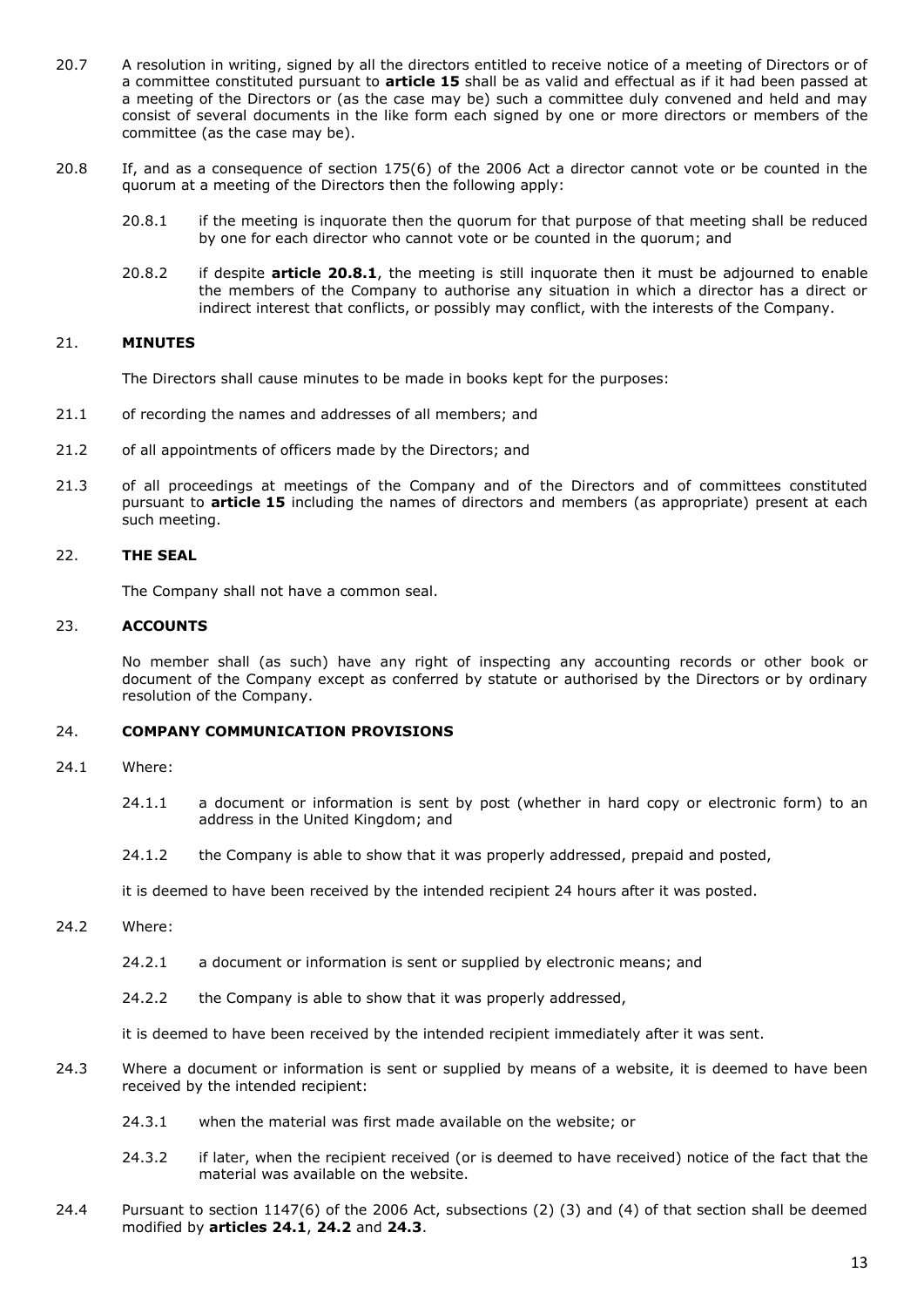20.7 A resolution in writing, signed by all the directors entitled to receive notice of a meeting of Directors or of a committee constituted pursuant to **article 15** shall be as valid and effectual as if it had been passed at a meeting of the Directors or (as the case may be) such a committee duly convened and held and may consist of several documents in the like form each signed by one or more directors or members of the committee (as the case may be).

20.8 If, and as a consequence of section 175(6) of the 2006 Act a director cannot vote or be counted in the quorum at a meeting of the Directors then the following apply:

20.8.1 if the meeting is inquorate then the quorum for that purpose of that meeting shall be reduced by one for each director who cannot vote or be counted in the quorum; and

20.8.2 if despite **article 20.8.1**, the meeting is still inquorate then it must be adjourned to enable the members of the Company to authorise any situation in which a director has a direct or indirect interest that conflicts, or possibly may conflict, with the interests of the Company.

## 21. MINUTES

The Directors shall cause minutes to be made in books kept for the purposes:

21.1 of recording the names and addresses of all members; and

21.2 of all appointments of officers made by the Directors; and

21.3 of all proceedings at meetings of the Company and of the Directors and of committees constituted pursuant to **article 15** including the names of directors and members (as appropriate) present at each such meeting.

## 22. THE SEAL

The Company shall not have a common seal.

## 23. ACCOUNTS

No member shall (as such) have any right of inspecting any accounting records or other book or document of the Company except as conferred by statute or authorised by the Directors or by ordinary resolution of the Company.

## 24. COMPANY COMMUNICATION PROVISIONS

24.1 Where:

24.1.1 a document or information is sent by post (whether in hard copy or electronic form) to an address in the United Kingdom; and

24.1.2 the Company is able to show that it was properly addressed, prepaid and posted,

it is deemed to have been received by the intended recipient 24 hours after it was posted.

24.2 Where:

24.2.1 a document or information is sent or supplied by electronic means; and

24.2.2 the Company is able to show that it was properly addressed,

it is deemed to have been received by the intended recipient immediately after it was sent.

24.3 Where a document or information is sent or supplied by means of a website, it is deemed to have been received by the intended recipient:

24.3.1 when the material was first made available on the website; or

24.3.2 if later, when the recipient received (or is deemed to have received) notice of the fact that the material was available on the website.

24.4 Pursuant to section 1147(6) of the 2006 Act, subsections (2) (3) and (4) of that section shall be deemed modified by **articles 24.1**, **24.2** and **24.3**.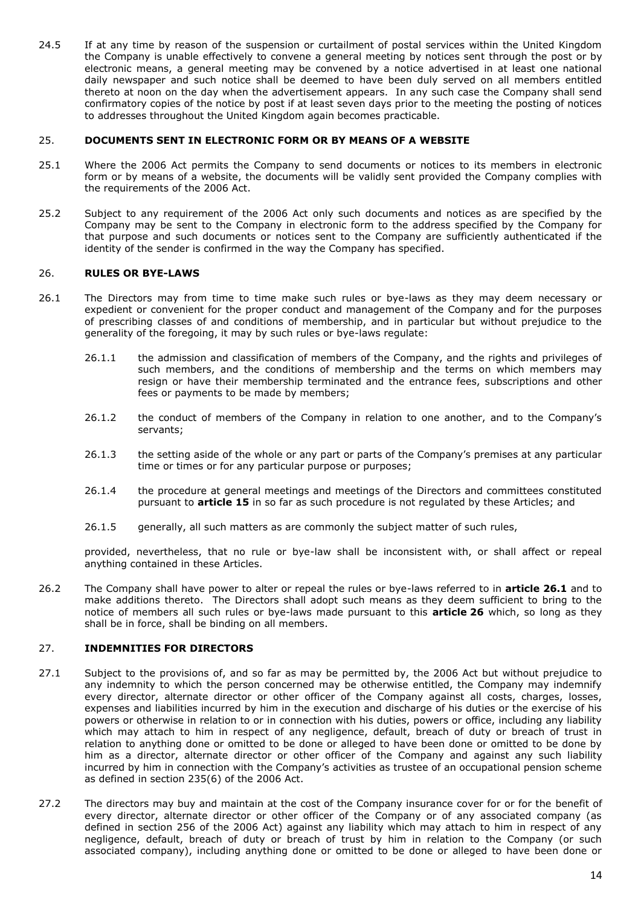24.5 If at any time by reason of the suspension or curtailment of postal services within the United Kingdom the Company is unable effectively to convene a general meeting by notices sent through the post or by electronic means, a general meeting may be convened by a notice advertised in at least one national daily newspaper and such notice shall be deemed to have been duly served on all members entitled thereto at noon on the day when the advertisement appears. In any such case the Company shall send confirmatory copies of the notice by post if at least seven days prior to the meeting the posting of notices to addresses throughout the United Kingdom again becomes practicable.

## 25. DOCUMENTS SENT IN ELECTRONIC FORM OR BY MEANS OF A WEBSITE

25.1 Where the 2006 Act permits the Company to send documents or notices to its members in electronic form or by means of a website, the documents will be validly sent provided the Company complies with the requirements of the 2006 Act.

25.2 Subject to any requirement of the 2006 Act only such documents and notices as are specified by the Company may be sent to the Company in electronic form to the address specified by the Company for that purpose and such documents or notices sent to the Company are sufficiently authenticated if the identity of the sender is confirmed in the way the Company has specified.

## 26. RULES OR BYE-LAWS

26.1 The Directors may from time to time make such rules or bye-laws as they may deem necessary or expedient or convenient for the proper conduct and management of the Company and for the purposes of prescribing classes of and conditions of membership, and in particular but without prejudice to the generality of the foregoing, it may by such rules or bye-laws regulate:

26.1.1 the admission and classification of members of the Company, and the rights and privileges of such members, and the conditions of membership and the terms on which members may resign or have their membership terminated and the entrance fees, subscriptions and other fees or payments to be made by members;

26.1.2 the conduct of members of the Company in relation to one another, and to the Company's servants;

26.1.3 the setting aside of the whole or any part or parts of the Company's premises at any particular time or times or for any particular purpose or purposes;

26.1.4 the procedure at general meetings and meetings of the Directors and committees constituted pursuant to **article 15** in so far as such procedure is not regulated by these Articles; and

26.1.5 generally, all such matters as are commonly the subject matter of such rules,

provided, nevertheless, that no rule or bye-law shall be inconsistent with, or shall affect or repeal anything contained in these Articles.

26.2 The Company shall have power to alter or repeal the rules or bye-laws referred to in **article 26.1** and to make additions thereto. The Directors shall adopt such means as they deem sufficient to bring to the notice of members all such rules or bye-laws made pursuant to this **article 26** which, so long as they shall be in force, shall be binding on all members.

## 27. INDEMNITIES FOR DIRECTORS

27.1 Subject to the provisions of, and so far as may be permitted by, the 2006 Act but without prejudice to any indemnity to which the person concerned may be otherwise entitled, the Company may indemnify every director, alternate director or other officer of the Company against all costs, charges, losses, expenses and liabilities incurred by him in the execution and discharge of his duties or the exercise of his powers or otherwise in relation to or in connection with his duties, powers or office, including any liability which may attach to him in respect of any negligence, default, breach of duty or breach of trust in relation to anything done or omitted to be done or alleged to have been done or omitted to be done by him as a director, alternate director or other officer of the Company and against any such liability incurred by him in connection with the Company's activities as trustee of an occupational pension scheme as defined in section 235(6) of the 2006 Act.

27.2 The directors may buy and maintain at the cost of the Company insurance cover for or for the benefit of every director, alternate director or other officer of the Company or of any associated company (as defined in section 256 of the 2006 Act) against any liability which may attach to him in respect of any negligence, default, breach of duty or breach of trust by him in relation to the Company (or such associated company), including anything done or omitted to be done or alleged to have been done or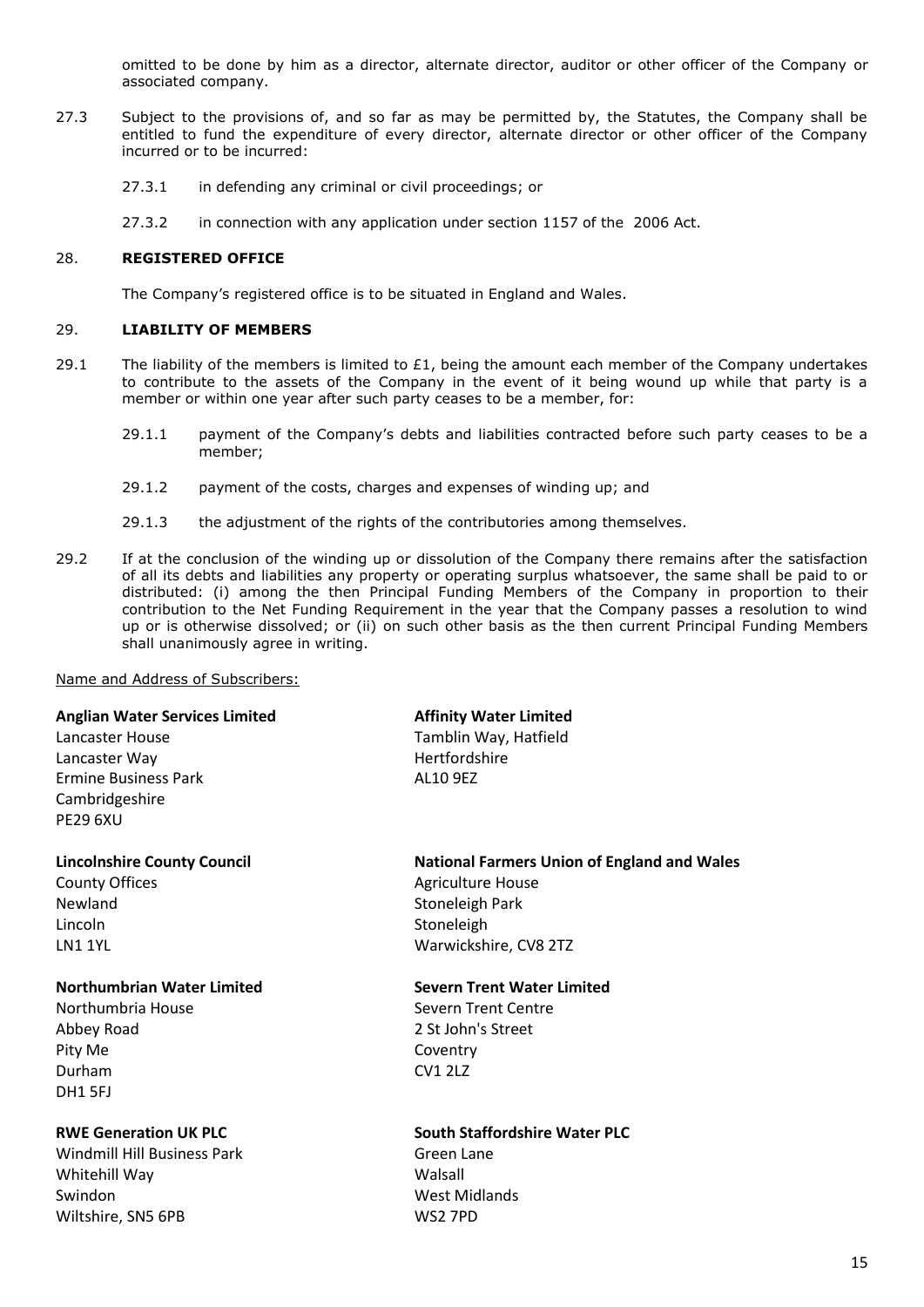omitted to be done by him as a director, alternate director, auditor or other officer of the Company or associated company.

27.3 Subject to the provisions of, and so far as may be permitted by, the Statutes, the Company shall be entitled to fund the expenditure of every director, alternate director or other officer of the Company incurred or to be incurred:

27.3.1 in defending any criminal or civil proceedings; or

27.3.2 in connection with any application under section 1157 of the 2006 Act.

## 28. REGISTERED OFFICE

The Company's registered office is to be situated in England and Wales.

## 29. LIABILITY OF MEMBERS

29.1 The liability of the members is limited to £1, being the amount each member of the Company undertakes to contribute to the assets of the Company in the event of it being wound up while that party is a member or within one year after such party ceases to be a member, for:

29.1.1 payment of the Company's debts and liabilities contracted before such party ceases to be a member;

29.1.2 payment of the costs, charges and expenses of winding up; and

29.1.3 the adjustment of the rights of the contributories among themselves.

29.2 If at the conclusion of the winding up or dissolution of the Company there remains after the satisfaction of all its debts and liabilities any property or operating surplus whatsoever, the same shall be paid to or distributed: (i) among the then Principal Funding Members of the Company in proportion to their contribution to the Net Funding Requirement in the year that the Company passes a resolution to wind up or is otherwise dissolved; or (ii) on such other basis as the then current Principal Funding Members shall unanimously agree in writing.

Name and Address of Subscribers:

**Anglian Water Services Limited**
Lancaster House
Lancaster Way
Ermine Business Park
Cambridgeshire
PE29 6XU

**Affinity Water Limited**
Tamblin Way, Hatfield
Hertfordshire
AL10 9EZ

**Lincolnshire County Council**
County Offices
Newland
Lincoln
LN1 1YL

**National Farmers Union of England and Wales**
Agriculture House
Stoneleigh Park
Stoneleigh
Warwickshire, CV8 2TZ

**Northumbrian Water Limited**
Northumbria House
Abbey Road
Pity Me
Durham
DH1 5FJ

**Severn Trent Water Limited**
Severn Trent Centre
2 St John's Street
Coventry
CV1 2LZ

**RWE Generation UK PLC**
Windmill Hill Business Park
Whitehill Way
Swindon
Wiltshire, SN5 6PB

**South Staffordshire Water PLC**
Green Lane
Walsall
West Midlands
WS2 7PD